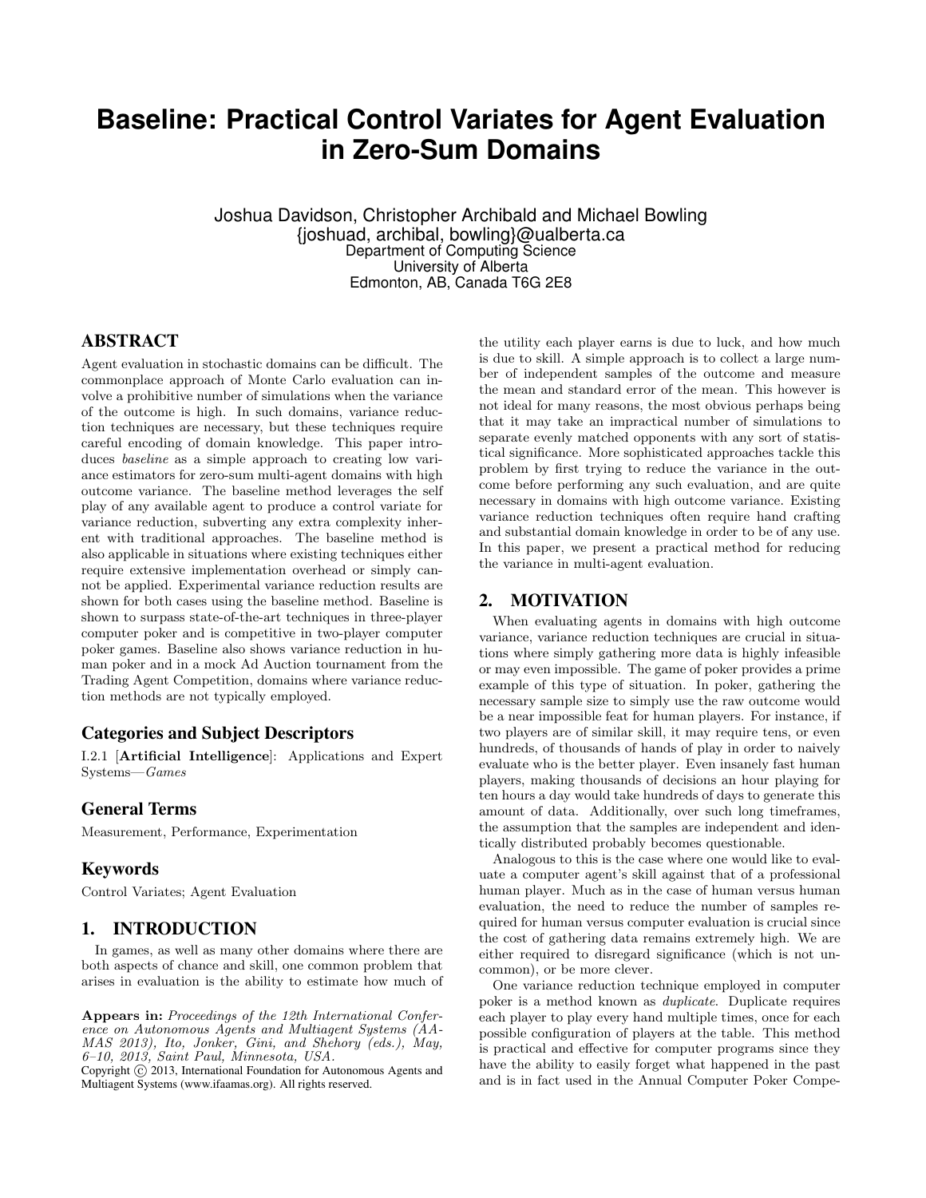# Baseline: Practical Control Variates for Agent Evaluation in Zero-Sum Domains

Joshua Davidson, Christopher Archibald and Michael Bowling
{joshuad, archibal, bowling}@ualberta.ca
Department of Computing Science
University of Alberta
Edmonton, AB, Canada T6G 2E8

## ABSTRACT

Agent evaluation in stochastic domains can be difficult. The commonplace approach of Monte Carlo evaluation can involve a prohibitive number of simulations when the variance of the outcome is high. In such domains, variance reduction techniques are necessary, but these techniques require careful encoding of domain knowledge. This paper introduces *baseline* as a simple approach to creating low variance estimators for zero-sum multi-agent domains with high outcome variance. The baseline method leverages the self play of any available agent to produce a control variate for variance reduction, subverting any extra complexity inherent with traditional approaches. The baseline method is also applicable in situations where existing techniques either require extensive implementation overhead or simply cannot be applied. Experimental variance reduction results are shown for both cases using the baseline method. Baseline is shown to surpass state-of-the-art techniques in three-player computer poker and is competitive in two-player computer poker games. Baseline also shows variance reduction in human poker and in a mock Ad Auction tournament from the Trading Agent Competition, domains where variance reduction methods are not typically employed.

### Categories and Subject Descriptors

I.2.1 [**Artificial Intelligence**]: Applications and Expert Systems—*Games*

### General Terms

Measurement, Performance, Experimentation

### Keywords

Control Variates; Agent Evaluation

## 1. INTRODUCTION

In games, as well as many other domains where there are both aspects of chance and skill, one common problem that arises in evaluation is the ability to estimate how much of the utility each player earns is due to luck, and how much is due to skill. A simple approach is to collect a large number of independent samples of the outcome and measure the mean and standard error of the mean. This however is not ideal for many reasons, the most obvious perhaps being that it may take an impractical number of simulations to separate evenly matched opponents with any sort of statistical significance. More sophisticated approaches tackle this problem by first trying to reduce the variance in the outcome before performing any such evaluation, and are quite necessary in domains with high outcome variance. Existing variance reduction techniques often require hand crafting and substantial domain knowledge in order to be of any use. In this paper, we present a practical method for reducing the variance in multi-agent evaluation.

## 2. MOTIVATION

When evaluating agents in domains with high outcome variance, variance reduction techniques are crucial in situations where simply gathering more data is highly infeasible or may even impossible. The game of poker provides a prime example of this type of situation. In poker, gathering the necessary sample size to simply use the raw outcome would be a near impossible feat for human players. For instance, if two players are of similar skill, it may require tens, or even hundreds, of thousands of hands of play in order to naively evaluate who is the better player. Even insanely fast human players, making thousands of decisions an hour playing for ten hours a day would take hundreds of days to generate this amount of data. Additionally, over such long timeframes, the assumption that the samples are independent and identically distributed probably becomes questionable.

Analogous to this is the case where one would like to evaluate a computer agent's skill against that of a professional human player. Much as in the case of human versus human evaluation, the need to reduce the number of samples required for human versus computer evaluation is crucial since the cost of gathering data remains extremely high. We are either required to disregard significance (which is not uncommon), or be more clever.

One variance reduction technique employed in computer poker is a method known as *duplicate*. Duplicate requires each player to play every hand multiple times, once for each possible configuration of players at the table. This method is practical and effective for computer programs since they have the ability to easily forget what happened in the past and is in fact used in the Annual Computer Poker Compe-

**Appears in:** *Proceedings of the 12th International Conference on Autonomous Agents and Multiagent Systems (AAMAS 2013), Ito, Jonker, Gini, and Shehory (eds.), May, 6–10, 2013, Saint Paul, Minnesota, USA.*
Copyright © 2013, International Foundation for Autonomous Agents and Multiagent Systems (www.ifaamas.org). All rights reserved.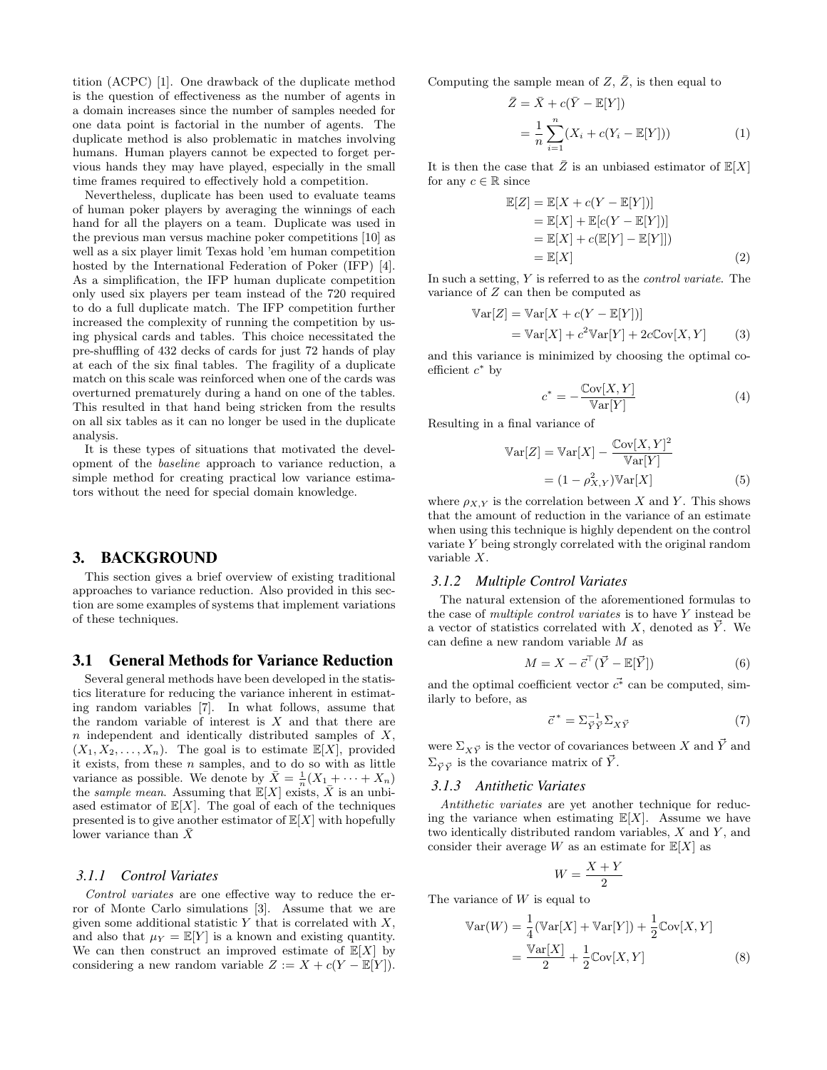tition (ACPC) [1]. One drawback of the duplicate method is the question of effectiveness as the number of agents in a domain increases since the number of samples needed for one data point is factorial in the number of agents. The duplicate method is also problematic in matches involving humans. Human players cannot be expected to forget pervious hands they may have played, especially in the small time frames required to effectively hold a competition.

Nevertheless, duplicate has been used to evaluate teams of human poker players by averaging the winnings of each hand for all the players on a team. Duplicate was used in the previous man versus machine poker competitions [10] as well as a six player limit Texas hold 'em human competition hosted by the International Federation of Poker (IFP) [4]. As a simplification, the IFP human duplicate competition only used six players per team instead of the 720 required to do a full duplicate match. The IFP competition further increased the complexity of running the competition by using physical cards and tables. This choice necessitated the pre-shuffling of 432 decks of cards for just 72 hands of play at each of the six final tables. The fragility of a duplicate match on this scale was reinforced when one of the cards was overturned prematurely during a hand on one of the tables. This resulted in that hand being stricken from the results on all six tables as it can no longer be used in the duplicate analysis.

It is these types of situations that motivated the development of the *baseline* approach to variance reduction, a simple method for creating practical low variance estimators without the need for special domain knowledge.

# 3. BACKGROUND

This section gives a brief overview of existing traditional approaches to variance reduction. Also provided in this section are some examples of systems that implement variations of these techniques.

## 3.1 General Methods for Variance Reduction

Several general methods have been developed in the statistics literature for reducing the variance inherent in estimating random variables [7]. In what follows, assume that the random variable of interest is $X$ and that there are $n$ independent and identically distributed samples of $X$, $(X_1, X_2, \ldots, X_n)$. The goal is to estimate $\mathbb{E}[X]$, provided it exists, from these $n$ samples, and to do so with as little variance as possible. We denote by $\bar{X} = \frac{1}{n}(X_1 + \cdots + X_n)$ the *sample mean*. Assuming that $\mathbb{E}[X]$ exists, $\bar{X}$ is an unbiased estimator of $\mathbb{E}[X]$. The goal of each of the techniques presented is to give another estimator of $\mathbb{E}[X]$ with hopefully lower variance than $\bar{X}$

### 3.1.1 Control Variates

*Control variates* are one effective way to reduce the error of Monte Carlo simulations [3]. Assume that we are given some additional statistic $Y$ that is correlated with $X$, and also that $\mu_Y = \mathbb{E}[Y]$ is a known and existing quantity. We can then construct an improved estimate of $\mathbb{E}[X]$ by considering a new random variable $Z := X + c(Y - \mathbb{E}[Y])$. Computing the sample mean of $Z$, $\bar{Z}$, is then equal to

$$\bar{Z} = \bar{X} + c(\bar{Y} - \mathbb{E}[Y]) = \frac{1}{n}\sum_{i=1}^{n}(X_i + c(Y_i - \mathbb{E}[Y])) \quad (1)$$

It is then the case that $\bar{Z}$ is an unbiased estimator of $\mathbb{E}[X]$ for any $c \in \mathbb{R}$ since

$$\begin{aligned} \mathbb{E}[Z] &= \mathbb{E}[X + c(Y - \mathbb{E}[Y])] \\ &= \mathbb{E}[X] + \mathbb{E}[c(Y - \mathbb{E}[Y])] \\ &= \mathbb{E}[X] + c(\mathbb{E}[Y] - \mathbb{E}[Y]]) \\ &= \mathbb{E}[X] \end{aligned} \quad (2)$$

In such a setting, $Y$ is referred to as the *control variate*. The variance of $Z$ can then be computed as

$$\begin{aligned} \mathbb{V}\mathrm{ar}[Z] &= \mathbb{V}\mathrm{ar}[X + c(Y - \mathbb{E}[Y])] \\ &= \mathbb{V}\mathrm{ar}[X] + c^2\mathbb{V}\mathrm{ar}[Y] + 2c\mathbb{C}\mathrm{ov}[X, Y] \end{aligned} \quad (3)$$

and this variance is minimized by choosing the optimal coefficient $c^*$ by

$$c^* = -\frac{\mathbb{C}\mathrm{ov}[X, Y]}{\mathbb{V}\mathrm{ar}[Y]} \quad (4)$$

Resulting in a final variance of

$$\begin{aligned} \mathbb{V}\mathrm{ar}[Z] &= \mathbb{V}\mathrm{ar}[X] - \frac{\mathbb{C}\mathrm{ov}[X, Y]^2}{\mathbb{V}\mathrm{ar}[Y]} \\ &= (1 - \rho^2_{X,Y})\mathbb{V}\mathrm{ar}[X] \end{aligned} \quad (5)$$

where $\rho_{X,Y}$ is the correlation between $X$ and $Y$. This shows that the amount of reduction in the variance of an estimate when using this technique is highly dependent on the control variate $Y$ being strongly correlated with the original random variable $X$.

### 3.1.2 Multiple Control Variates

The natural extension of the aforementioned formulas to the case of *multiple control variates* is to have $Y$ instead be a vector of statistics correlated with $X$, denoted as $\vec{Y}$. We can define a new random variable $M$ as

$$M = X - \vec{c}^{\top}(\vec{Y} - \mathbb{E}[\vec{Y}]) \quad (6)$$

and the optimal coefficient vector $\vec{c^*}$ can be computed, similarly to before, as

$$\vec{c}^{\,*} = \Sigma^{-1}_{\vec{Y}\vec{Y}}\Sigma_{X\vec{Y}} \quad (7)$$

were $\Sigma_{X\vec{Y}}$ is the vector of covariances between $X$ and $\vec{Y}$ and $\Sigma_{\vec{Y}\vec{Y}}$ is the covariance matrix of $\vec{Y}$.

### 3.1.3 Antithetic Variates

*Antithetic variates* are yet another technique for reducing the variance when estimating $\mathbb{E}[X]$. Assume we have two identically distributed random variables, $X$ and $Y$, and consider their average $W$ as an estimate for $\mathbb{E}[X]$ as

$$W = \frac{X + Y}{2}$$

The variance of $W$ is equal to

$$\begin{aligned} \mathbb{V}\mathrm{ar}(W) &= \frac{1}{4}(\mathbb{V}\mathrm{ar}[X] + \mathbb{V}\mathrm{ar}[Y]) + \frac{1}{2}\mathbb{C}\mathrm{ov}[X, Y] \\ &= \frac{\mathbb{V}\mathrm{ar}[X]}{2} + \frac{1}{2}\mathbb{C}\mathrm{ov}[X, Y] \end{aligned} \quad (8)$$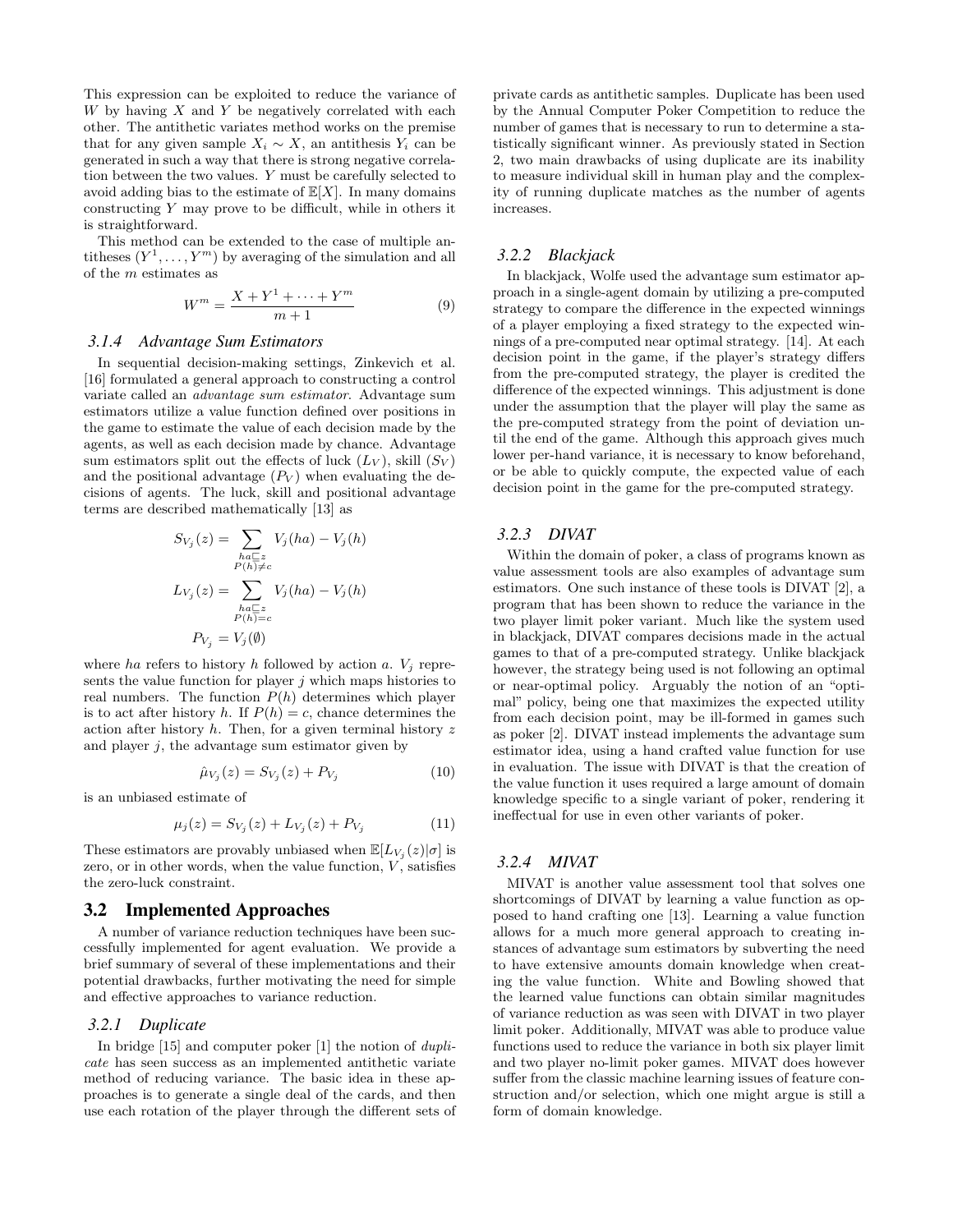This expression can be exploited to reduce the variance of $W$ by having $X$ and $Y$ be negatively correlated with each other. The antithetic variates method works on the premise that for any given sample $X_i \sim X$, an antithesis $Y_i$ can be generated in such a way that there is strong negative correlation between the two values. $Y$ must be carefully selected to avoid adding bias to the estimate of $\mathbb{E}[X]$. In many domains constructing $Y$ may prove to be difficult, while in others it is straightforward.

This method can be extended to the case of multiple antitheses $(Y^1, \ldots, Y^m)$ by averaging of the simulation and all of the $m$ estimates as

$$W^m = \frac{X + Y^1 + \cdots + Y^m}{m+1} \tag{9}$$

### 3.1.4 Advantage Sum Estimators

In sequential decision-making settings, Zinkevich et al. [16] formulated a general approach to constructing a control variate called an *advantage sum estimator*. Advantage sum estimators utilize a value function defined over positions in the game to estimate the value of each decision made by the agents, as well as each decision made by chance. Advantage sum estimators split out the effects of luck ($L_V$), skill ($S_V$) and the positional advantage ($P_V$) when evaluating the decisions of agents. The luck, skill and positional advantage terms are described mathematically [13] as

$$S_{V_j}(z) = \sum_{\substack{ha \sqsubseteq z \\ P(h) \neq c}} V_j(ha) - V_j(h)$$

$$L_{V_j}(z) = \sum_{\substack{ha \sqsubseteq z \\ P(h) = c}} V_j(ha) - V_j(h)$$

$$P_{V_j} = V_j(\emptyset)$$

where $ha$ refers to history $h$ followed by action $a$. $V_j$ represents the value function for player $j$ which maps histories to real numbers. The function $P(h)$ determines which player is to act after history $h$. If $P(h) = c$, chance determines the action after history $h$. Then, for a given terminal history $z$ and player $j$, the advantage sum estimator given by

$$\hat{\mu}_{V_j}(z) = S_{V_j}(z) + P_{V_j} \tag{10}$$

is an unbiased estimate of

$$\mu_j(z) = S_{V_j}(z) + L_{V_j}(z) + P_{V_j} \tag{11}$$

These estimators are provably unbiased when $\mathbb{E}[L_{V_j}(z)|\sigma]$ is zero, or in other words, when the value function, $V$, satisfies the zero-luck constraint.

## 3.2 Implemented Approaches

A number of variance reduction techniques have been successfully implemented for agent evaluation. We provide a brief summary of several of these implementations and their potential drawbacks, further motivating the need for simple and effective approaches to variance reduction.

### 3.2.1 Duplicate

In bridge [15] and computer poker [1] the notion of *duplicate* has seen success as an implemented antithetic variate method of reducing variance. The basic idea in these approaches is to generate a single deal of the cards, and then use each rotation of the player through the different sets of private cards as antithetic samples. Duplicate has been used by the Annual Computer Poker Competition to reduce the number of games that is necessary to run to determine a statistically significant winner. As previously stated in Section 2, two main drawbacks of using duplicate are its inability to measure individual skill in human play and the complexity of running duplicate matches as the number of agents increases.

### 3.2.2 Blackjack

In blackjack, Wolfe used the advantage sum estimator approach in a single-agent domain by utilizing a pre-computed strategy to compare the difference in the expected winnings of a player employing a fixed strategy to the expected winnings of a pre-computed near optimal strategy. [14]. At each decision point in the game, if the player's strategy differs from the pre-computed strategy, the player is credited the difference of the expected winnings. This adjustment is done under the assumption that the player will play the same as the pre-computed strategy from the point of deviation until the end of the game. Although this approach gives much lower per-hand variance, it is necessary to know beforehand, or be able to quickly compute, the expected value of each decision point in the game for the pre-computed strategy.

### 3.2.3 DIVAT

Within the domain of poker, a class of programs known as value assessment tools are also examples of advantage sum estimators. One such instance of these tools is DIVAT [2], a program that has been shown to reduce the variance in the two player limit poker variant. Much like the system used in blackjack, DIVAT compares decisions made in the actual games to that of a pre-computed strategy. Unlike blackjack however, the strategy being used is not following an optimal or near-optimal policy. Arguably the notion of an "optimal" policy, being one that maximizes the expected utility from each decision point, may be ill-formed in games such as poker [2]. DIVAT instead implements the advantage sum estimator idea, using a hand crafted value function for use in evaluation. The issue with DIVAT is that the creation of the value function it uses required a large amount of domain knowledge specific to a single variant of poker, rendering it ineffectual for use in even other variants of poker.

### 3.2.4 MIVAT

MIVAT is another value assessment tool that solves one shortcomings of DIVAT by learning a value function as opposed to hand crafting one [13]. Learning a value function allows for a much more general approach to creating instances of advantage sum estimators by subverting the need to have extensive amounts domain knowledge when creating the value function. White and Bowling showed that the learned value functions can obtain similar magnitudes of variance reduction as was seen with DIVAT in two player limit poker. Additionally, MIVAT was able to produce value functions used to reduce the variance in both six player limit and two player no-limit poker games. MIVAT does however suffer from the classic machine learning issues of feature construction and/or selection, which one might argue is still a form of domain knowledge.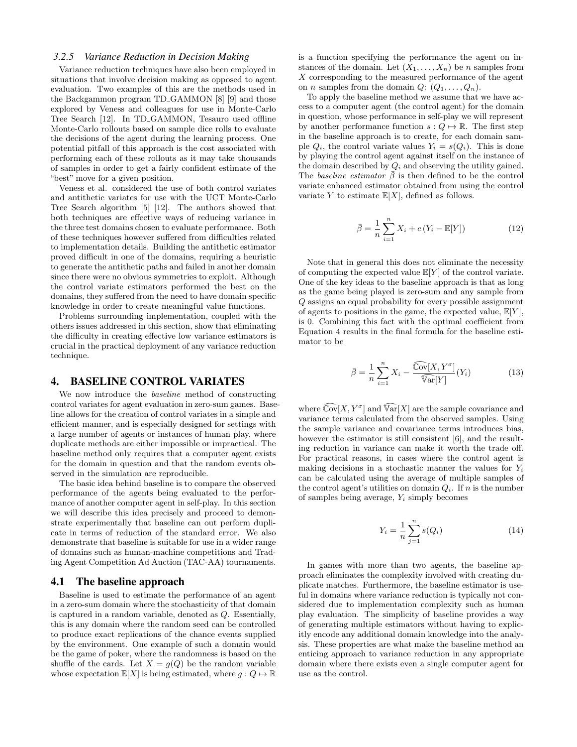### 3.2.5 Variance Reduction in Decision Making

Variance reduction techniques have also been employed in situations that involve decision making as opposed to agent evaluation. Two examples of this are the methods used in the Backgammon program TD_GAMMON [8] [9] and those explored by Veness and colleagues for use in Monte-Carlo Tree Search [12]. In TD_GAMMON, Tesauro used offline Monte-Carlo rollouts based on sample dice rolls to evaluate the decisions of the agent during the learning process. One potential pitfall of this approach is the cost associated with performing each of these rollouts as it may take thousands of samples in order to get a fairly confident estimate of the "best" move for a given position.

Veness et al. considered the use of both control variates and antithetic variates for use with the UCT Monte-Carlo Tree Search algorithm [5] [12]. The authors showed that both techniques are effective ways of reducing variance in the three test domains chosen to evaluate performance. Both of these techniques however suffered from difficulties related to implementation details. Building the antithetic estimator proved difficult in one of the domains, requiring a heuristic to generate the antithetic paths and failed in another domain since there were no obvious symmetries to exploit. Although the control variate estimators performed the best on the domains, they suffered from the need to have domain specific knowledge in order to create meaningful value functions.

Problems surrounding implementation, coupled with the others issues addressed in this section, show that eliminating the difficulty in creating effective low variance estimators is crucial in the practical deployment of any variance reduction technique.

## 4. BASELINE CONTROL VARIATES

We now introduce the *baseline* method of constructing control variates for agent evaluation in zero-sum games. Baseline allows for the creation of control variates in a simple and efficient manner, and is especially designed for settings with a large number of agents or instances of human play, where duplicate methods are either impossible or impractical. The baseline method only requires that a computer agent exists for the domain in question and that the random events observed in the simulation are reproducible.

The basic idea behind baseline is to compare the observed performance of the agents being evaluated to the performance of another computer agent in self-play. In this section we will describe this idea precisely and proceed to demonstrate experimentally that baseline can out perform duplicate in terms of reduction of the standard error. We also demonstrate that baseline is suitable for use in a wider range of domains such as human-machine competitions and Trading Agent Competition Ad Auction (TAC-AA) tournaments.

### 4.1 The baseline approach

Baseline is used to estimate the performance of an agent in a zero-sum domain where the stochasticity of that domain is captured in a random variable, denoted as $Q$. Essentially, this is any domain where the random seed can be controlled to produce exact replications of the chance events supplied by the environment. One example of such a domain would be the game of poker, where the randomness is based on the shuffle of the cards. Let $X = g(Q)$ be the random variable whose expectation $\mathbb{E}[X]$ is being estimated, where $g : Q \mapsto \mathbb{R}$ is a function specifying the performance the agent on instances of the domain. Let $(X_1, \ldots, X_n)$ be $n$ samples from $X$ corresponding to the measured performance of the agent on $n$ samples from the domain $Q$: $(Q_1, \ldots, Q_n)$.

To apply the baseline method we assume that we have access to a computer agent (the control agent) for the domain in question, whose performance in self-play we will represent by another performance function $s : Q \mapsto \mathbb{R}$. The first step in the baseline approach is to create, for each domain sample $Q_i$, the control variate values $Y_i = s(Q_i)$. This is done by playing the control agent against itself on the instance of the domain described by $Q_i$ and observing the utility gained. The *baseline estimator* $\bar{\beta}$ is then defined to be the control variate enhanced estimator obtained from using the control variate $Y$ to estimate $\mathbb{E}[X]$, defined as follows.

$$\bar{\beta} = \frac{1}{n}\sum_{i=1}^{n} X_i + c\,(Y_i - \mathbb{E}[Y]) \tag{12}$$

Note that in general this does not eliminate the necessity of computing the expected value $\mathbb{E}[Y]$ of the control variate. One of the key ideas to the baseline approach is that as long as the game being played is zero-sum and any sample from $Q$ assigns an equal probability for every possible assignment of agents to positions in the game, the expected value, $\mathbb{E}[Y]$, is 0. Combining this fact with the optimal coefficient from Equation 4 results in the final formula for the baseline estimator to be

$$\bar{\beta} = \frac{1}{n}\sum_{i=1}^{n} X_i - \frac{\widehat{\mathbb{C}\text{ov}}[X, Y^{\sigma}]}{\widehat{\mathbb{V}\text{ar}}[Y]}(Y_i) \tag{13}$$

where $\widehat{\mathbb{C}\text{ov}}[X, Y^{\sigma}]$ and $\widehat{\mathbb{V}\text{ar}}[X]$ are the sample covariance and variance terms calculated from the observed samples. Using the sample variance and covariance terms introduces bias, however the estimator is still consistent [6], and the resulting reduction in variance can make it worth the trade off. For practical reasons, in cases where the control agent is making decisions in a stochastic manner the values for $Y_i$ can be calculated using the average of multiple samples of the control agent's utilities on domain $Q_i$. If $n$ is the number of samples being average, $Y_i$ simply becomes

$$Y_i = \frac{1}{n}\sum_{j=1}^{n} s(Q_i) \tag{14}$$

In games with more than two agents, the baseline approach eliminates the complexity involved with creating duplicate matches. Furthermore, the baseline estimator is useful in domains where variance reduction is typically not considered due to implementation complexity such as human play evaluation. The simplicity of baseline provides a way of generating multiple estimators without having to explicitly encode any additional domain knowledge into the analysis. These properties are what make the baseline method an enticing approach to variance reduction in any appropriate domain where there exists even a single computer agent for use as the control.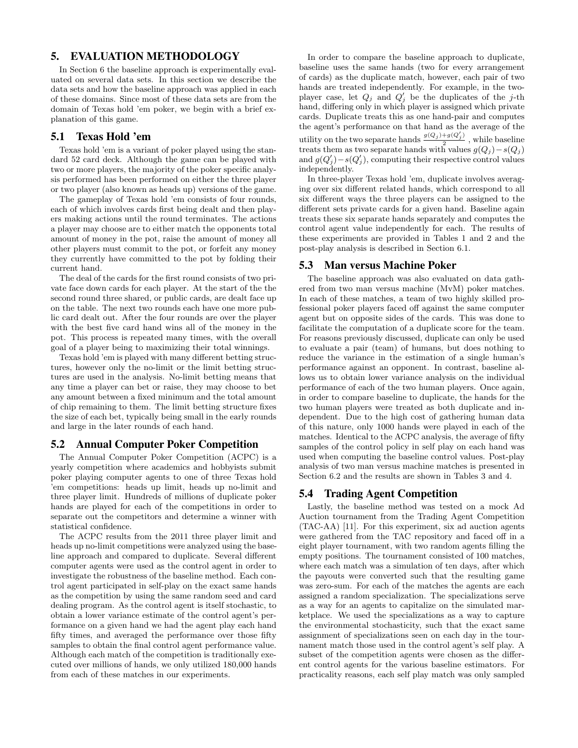## 5. EVALUATION METHODOLOGY

In Section 6 the baseline approach is experimentally evaluated on several data sets. In this section we describe the data sets and how the baseline approach was applied in each of these domains. Since most of these data sets are from the domain of Texas hold 'em poker, we begin with a brief explanation of this game.

### 5.1 Texas Hold 'em

Texas hold 'em is a variant of poker played using the standard 52 card deck. Although the game can be played with two or more players, the majority of the poker specific analysis performed has been performed on either the three player or two player (also known as heads up) versions of the game.

The gameplay of Texas hold 'em consists of four rounds, each of which involves cards first being dealt and then players making actions until the round terminates. The actions a player may choose are to either match the opponents total amount of money in the pot, raise the amount of money all other players must commit to the pot, or forfeit any money they currently have committed to the pot by folding their current hand.

The deal of the cards for the first round consists of two private face down cards for each player. At the start of the the second round three shared, or public cards, are dealt face up on the table. The next two rounds each have one more public card dealt out. After the four rounds are over the player with the best five card hand wins all of the money in the pot. This process is repeated many times, with the overall goal of a player being to maximizing their total winnings.

Texas hold 'em is played with many different betting structures, however only the no-limit or the limit betting structures are used in the analysis. No-limit betting means that any time a player can bet or raise, they may choose to bet any amount between a fixed minimum and the total amount of chip remaining to them. The limit betting structure fixes the size of each bet, typically being small in the early rounds and large in the later rounds of each hand.

### 5.2 Annual Computer Poker Competition

The Annual Computer Poker Competition (ACPC) is a yearly competition where academics and hobbyists submit poker playing computer agents to one of three Texas hold 'em competitions: heads up limit, heads up no-limit and three player limit. Hundreds of millions of duplicate poker hands are played for each of the competitions in order to separate out the competitors and determine a winner with statistical confidence.

The ACPC results from the 2011 three player limit and heads up no-limit competitions were analyzed using the baseline approach and compared to duplicate. Several different computer agents were used as the control agent in order to investigate the robustness of the baseline method. Each control agent participated in self-play on the exact same hands as the competition by using the same random seed and card dealing program. As the control agent is itself stochastic, to obtain a lower variance estimate of the control agent's performance on a given hand we had the agent play each hand fifty times, and averaged the performance over those fifty samples to obtain the final control agent performance value. Although each match of the competition is traditionally executed over millions of hands, we only utilized 180,000 hands from each of these matches in our experiments.

In order to compare the baseline approach to duplicate, baseline uses the same hands (two for every arrangement of cards) as the duplicate match, however, each pair of two hands are treated independently. For example, in the two-player case, let $Q_j$ and $Q'_j$ be the duplicates of the $j$-th hand, differing only in which player is assigned which private cards. Duplicate treats this as one hand-pair and computes the agent's performance on that hand as the average of the utility on the two separate hands $\frac{g(Q_j)+g(Q'_j)}{2}$, while baseline treats them as two separate hands with values $g(Q_j) - s(Q_j)$ and $g(Q'_j) - s(Q'_j)$, computing their respective control values independently.

In three-player Texas hold 'em, duplicate involves averaging over six different related hands, which correspond to all six different ways the three players can be assigned to the different sets private cards for a given hand. Baseline again treats these six separate hands separately and computes the control agent value independently for each. The results of these experiments are provided in Tables 1 and 2 and the post-play analysis is described in Section 6.1.

### 5.3 Man versus Machine Poker

The baseline approach was also evaluated on data gathered from two man versus machine (MvM) poker matches. In each of these matches, a team of two highly skilled professional poker players faced off against the same computer agent but on opposite sides of the cards. This was done to facilitate the computation of a duplicate score for the team. For reasons previously discussed, duplicate can only be used to evaluate a pair (team) of humans, but does nothing to reduce the variance in the estimation of a single human's performance against an opponent. In contrast, baseline allows us to obtain lower variance analysis on the individual performance of each of the two human players. Once again, in order to compare baseline to duplicate, the hands for the two human players were treated as both duplicate and independent. Due to the high cost of gathering human data of this nature, only 1000 hands were played in each of the matches. Identical to the ACPC analysis, the average of fifty samples of the control policy in self play on each hand was used when computing the baseline control values. Post-play analysis of two man versus machine matches is presented in Section 6.2 and the results are shown in Tables 3 and 4.

### 5.4 Trading Agent Competition

Lastly, the baseline method was tested on a mock Ad Auction tournament from the Trading Agent Competition (TAC-AA) [11]. For this experiment, six ad auction agents were gathered from the TAC repository and faced off in a eight player tournament, with two random agents filling the empty positions. The tournament consisted of 100 matches, where each match was a simulation of ten days, after which the payouts were converted such that the resulting game was zero-sum. For each of the matches the agents are each assigned a random specialization. The specializations serve as a way for an agents to capitalize on the simulated marketplace. We used the specializations as a way to capture the environmental stochasticity, such that the exact same assignment of specializations seen on each day in the tournament match those used in the control agent's self play. A subset of the competition agents were chosen as the different control agents for the various baseline estimators. For practicality reasons, each self play match was only sampled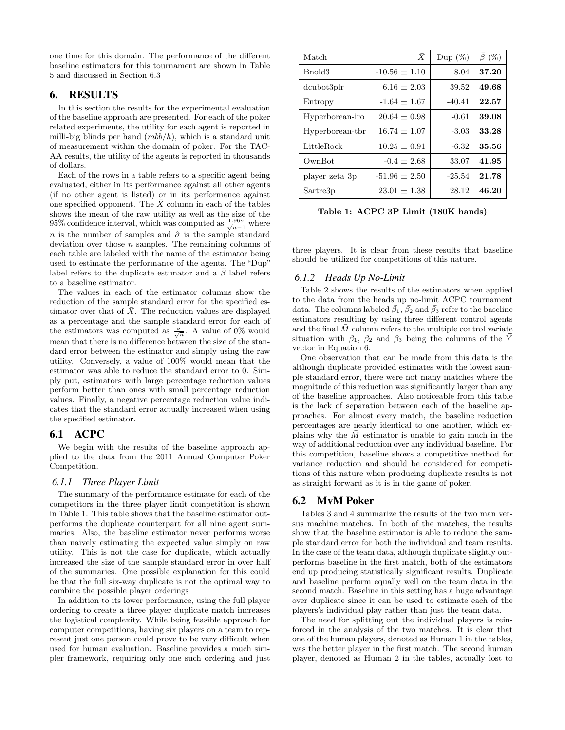one time for this domain. The performance of the different baseline estimators for this tournament are shown in Table 5 and discussed in Section 6.3

## 6. RESULTS

In this section the results for the experimental evaluation of the baseline approach are presented. For each of the poker related experiments, the utility for each agent is reported in milli-big blinds per hand ($mbb/h$), which is a standard unit of measurement within the domain of poker. For the TAC-AA results, the utility of the agents is reported in thousands of dollars.

Each of the rows in a table refers to a specific agent being evaluated, either in its performance against all other agents (if no other agent is listed) or in its performance against one specified opponent. The $\bar{X}$ column in each of the tables shows the mean of the raw utility as well as the size of the 95% confidence interval, which was computed as $\frac{1.96\hat{\sigma}}{\sqrt{n-1}}$ where $n$ is the number of samples and $\hat{\sigma}$ is the sample standard deviation over those $n$ samples. The remaining columns of each table are labeled with the name of the estimator being used to estimate the performance of the agents. The "Dup" label refers to the duplicate estimator and a $\bar{\beta}$ label refers to a baseline estimator.

The values in each of the estimator columns show the reduction of the sample standard error for the specified estimator over that of $\bar{X}$. The reduction values are displayed as a percentage and the sample standard error for each of the estimators was computed as $\frac{\sigma}{\sqrt{n}}$. A value of 0% would mean that there is no difference between the size of the standard error between the estimator and simply using the raw utility. Conversely, a value of 100% would mean that the estimator was able to reduce the standard error to 0. Simply put, estimators with large percentage reduction values perform better than ones with small percentage reduction values. Finally, a negative percentage reduction value indicates that the standard error actually increased when using the specified estimator.

### 6.1 ACPC

We begin with the results of the baseline approach applied to the data from the 2011 Annual Computer Poker Competition.

#### *6.1.1 Three Player Limit*

The summary of the performance estimate for each of the competitors in the three player limit competition is shown in Table 1. This table shows that the baseline estimator outperforms the duplicate counterpart for all nine agent summaries. Also, the baseline estimator never performs worse than naively estimating the expected value simply on raw utility. This is not the case for duplicate, which actually increased the size of the sample standard error in over half of the summaries. One possible explanation for this could be that the full six-way duplicate is not the optimal way to combine the possible player orderings

In addition to its lower performance, using the full player ordering to create a three player duplicate match increases the logistical complexity. While being feasible approach for computer competitions, having six players on a team to represent just one person could prove to be very difficult when used for human evaluation. Baseline provides a much simpler framework, requiring only one such ordering and just three players. It is clear from these results that baseline should be utilized for competitions of this nature.

| Match | $\bar{X}$ | Dup (%) | $\bar{\beta}$ (%) |
|---|---|---|---|
| Bnold3 | -10.56 ± 1.10 | 8.04 | **37.20** |
| dcubot3plr | 6.16 ± 2.03 | 39.52 | **49.68** |
| Entropy | -1.64 ± 1.67 | -40.41 | **22.57** |
| Hyperborean-iro | 20.64 ± 0.98 | -0.61 | **39.08** |
| Hyperborean-tbr | 16.74 ± 1.07 | -3.03 | **33.28** |
| LittleRock | 10.25 ± 0.91 | -6.32 | **35.56** |
| OwnBot | -0.4 ± 2.68 | 33.07 | **41.95** |
| player_zeta_3p | -51.96 ± 2.50 | -25.54 | **21.78** |
| Sartre3p | 23.01 ± 1.38 | 28.12 | **46.20** |

**Table 1: ACPC 3P Limit (180K hands)**

#### *6.1.2 Heads Up No-Limit*

Table 2 shows the results of the estimators when applied to the data from the heads up no-limit ACPC tournament data. The columns labeled $\bar{\beta}_1$, $\bar{\beta}_2$ and $\bar{\beta}_3$ refer to the baseline estimators resulting by using three different control agents and the final $\bar{M}$ column refers to the multiple control variate situation with $\beta_1$, $\beta_2$ and $\beta_3$ being the columns of the $\vec{Y}$ vector in Equation 6.

One observation that can be made from this data is the although duplicate provided estimates with the lowest sample standard error, there were not many matches where the magnitude of this reduction was significantly larger than any of the baseline approaches. Also noticeable from this table is the lack of separation between each of the baseline approaches. For almost every match, the baseline reduction percentages are nearly identical to one another, which explains why the $\bar{M}$ estimator is unable to gain much in the way of additional reduction over any individual baseline. For this competition, baseline shows a competitive method for variance reduction and should be considered for competitions of this nature when producing duplicate results is not as straight forward as it is in the game of poker.

### 6.2 MvM Poker

Tables 3 and 4 summarize the results of the two man versus machine matches. In both of the matches, the results show that the baseline estimator is able to reduce the sample standard error for both the individual and team results. In the case of the team data, although duplicate slightly outperforms baseline in the first match, both of the estimators end up producing statistically significant results. Duplicate and baseline perform equally well on the team data in the second match. Baseline in this setting has a huge advantage over duplicate since it can be used to estimate each of the players's individual play rather than just the team data.

The need for splitting out the individual players is reinforced in the analysis of the two matches. It is clear that one of the human players, denoted as Human 1 in the tables, was the better player in the first match. The second human player, denoted as Human 2 in the tables, actually lost to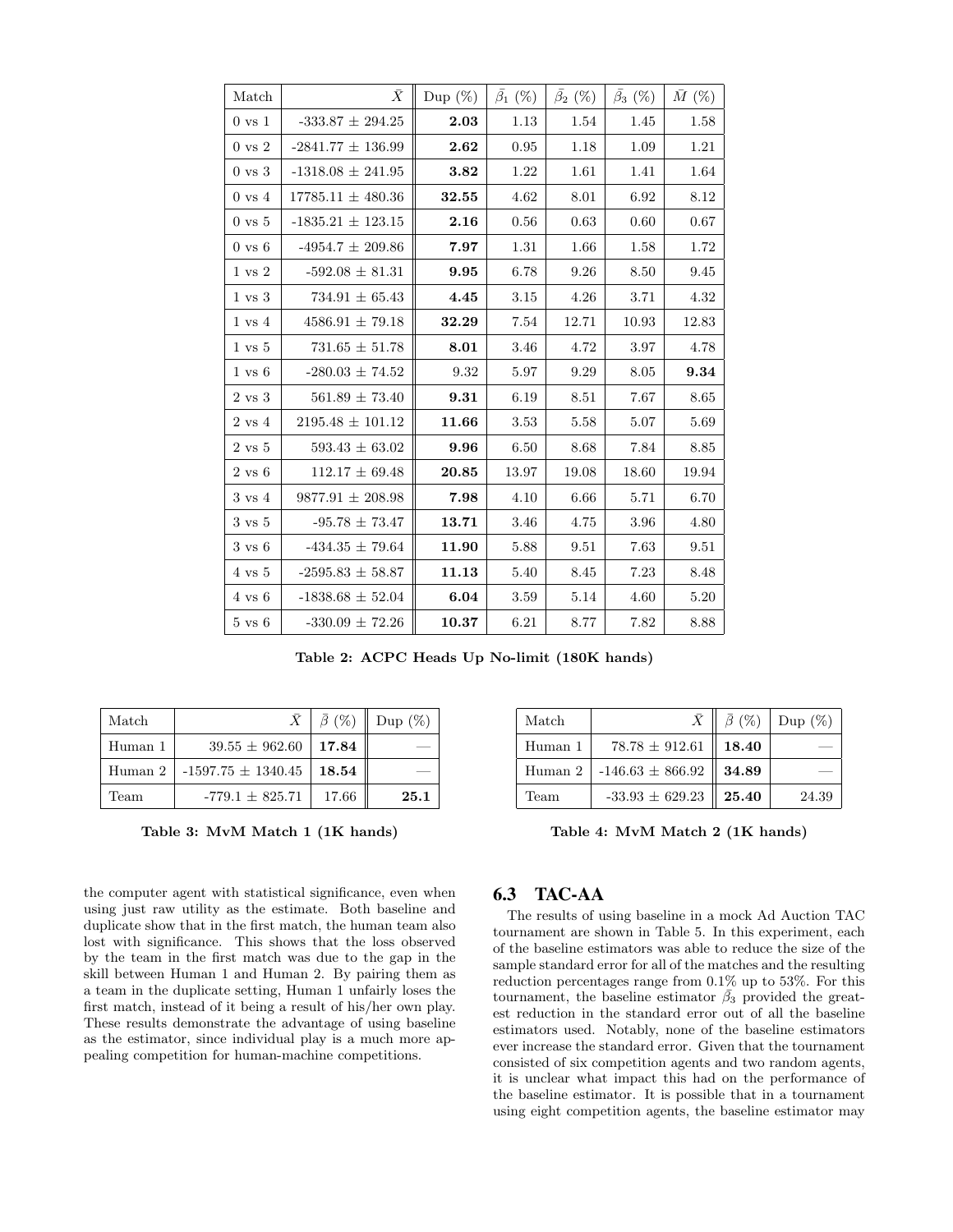| Match | $\bar{X}$ | Dup (%) | $\bar{\beta}_1$ (%) | $\bar{\beta}_2$ (%) | $\bar{\beta}_3$ (%) | $\bar{M}$ (%) |
|---|---|---|---|---|---|---|
| 0 vs 1 | -333.87 ± 294.25 | **2.03** | 1.13 | 1.54 | 1.45 | 1.58 |
| 0 vs 2 | -2841.77 ± 136.99 | **2.62** | 0.95 | 1.18 | 1.09 | 1.21 |
| 0 vs 3 | -1318.08 ± 241.95 | **3.82** | 1.22 | 1.61 | 1.41 | 1.64 |
| 0 vs 4 | 17785.11 ± 480.36 | **32.55** | 4.62 | 8.01 | 6.92 | 8.12 |
| 0 vs 5 | -1835.21 ± 123.15 | **2.16** | 0.56 | 0.63 | 0.60 | 0.67 |
| 0 vs 6 | -4954.7 ± 209.86 | **7.97** | 1.31 | 1.66 | 1.58 | 1.72 |
| 1 vs 2 | -592.08 ± 81.31 | **9.95** | 6.78 | 9.26 | 8.50 | 9.45 |
| 1 vs 3 | 734.91 ± 65.43 | **4.45** | 3.15 | 4.26 | 3.71 | 4.32 |
| 1 vs 4 | 4586.91 ± 79.18 | **32.29** | 7.54 | 12.71 | 10.93 | 12.83 |
| 1 vs 5 | 731.65 ± 51.78 | **8.01** | 3.46 | 4.72 | 3.97 | 4.78 |
| 1 vs 6 | -280.03 ± 74.52 | 9.32 | 5.97 | 9.29 | 8.05 | **9.34** |
| 2 vs 3 | 561.89 ± 73.40 | **9.31** | 6.19 | 8.51 | 7.67 | 8.65 |
| 2 vs 4 | 2195.48 ± 101.12 | **11.66** | 3.53 | 5.58 | 5.07 | 5.69 |
| 2 vs 5 | 593.43 ± 63.02 | **9.96** | 6.50 | 8.68 | 7.84 | 8.85 |
| 2 vs 6 | 112.17 ± 69.48 | **20.85** | 13.97 | 19.08 | 18.60 | 19.94 |
| 3 vs 4 | 9877.91 ± 208.98 | **7.98** | 4.10 | 6.66 | 5.71 | 6.70 |
| 3 vs 5 | -95.78 ± 73.47 | **13.71** | 3.46 | 4.75 | 3.96 | 4.80 |
| 3 vs 6 | -434.35 ± 79.64 | **11.90** | 5.88 | 9.51 | 7.63 | 9.51 |
| 4 vs 5 | -2595.83 ± 58.87 | **11.13** | 5.40 | 8.45 | 7.23 | 8.48 |
| 4 vs 6 | -1838.68 ± 52.04 | **6.04** | 3.59 | 5.14 | 4.60 | 5.20 |
| 5 vs 6 | -330.09 ± 72.26 | **10.37** | 6.21 | 8.77 | 7.82 | 8.88 |

**Table 2: ACPC Heads Up No-limit (180K hands)**

| Match | $\bar{X}$ | $\bar{\beta}$ (%) | Dup (%) |
|---|---|---|---|
| Human 1 | 39.55 ± 962.60 | **17.84** | — |
| Human 2 | -1597.75 ± 1340.45 | **18.54** | — |
| Team | -779.1 ± 825.71 | 17.66 | **25.1** |

**Table 3: MvM Match 1 (1K hands)**

| Match | $\bar{X}$ | $\bar{\beta}$ (%) | Dup (%) |
|---|---|---|---|
| Human 1 | 78.78 ± 912.61 | **18.40** | — |
| Human 2 | -146.63 ± 866.92 | **34.89** | — |
| Team | -33.93 ± 629.23 | **25.40** | 24.39 |

**Table 4: MvM Match 2 (1K hands)**

the computer agent with statistical significance, even when using just raw utility as the estimate. Both baseline and duplicate show that in the first match, the human team also lost with significance. This shows that the loss observed by the team in the first match was due to the gap in the skill between Human 1 and Human 2. By pairing them as a team in the duplicate setting, Human 1 unfairly loses the first match, instead of it being a result of his/her own play. These results demonstrate the advantage of using baseline as the estimator, since individual play is a much more appealing competition for human-machine competitions.

## 6.3 TAC-AA

The results of using baseline in a mock Ad Auction TAC tournament are shown in Table 5. In this experiment, each of the baseline estimators was able to reduce the size of the sample standard error for all of the matches and the resulting reduction percentages range from 0.1% up to 53%. For this tournament, the baseline estimator $\bar{\beta}_3$ provided the greatest reduction in the standard error out of all the baseline estimators used. Notably, none of the baseline estimators ever increase the standard error. Given that the tournament consisted of six competition agents and two random agents, it is unclear what impact this had on the performance of the baseline estimator. It is possible that in a tournament using eight competition agents, the baseline estimator may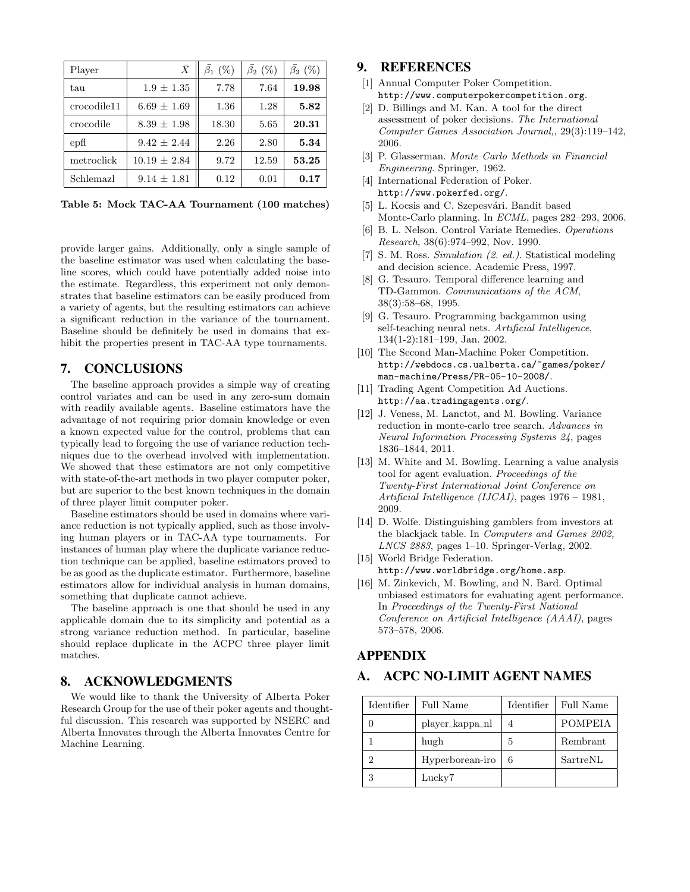| Player | $\bar{X}$ | $\bar{\beta}_1$ (%) | $\bar{\beta}_2$ (%) | $\bar{\beta}_3$ (%) |
|---|---|---|---|---|
| tau | $1.9 \pm 1.35$ | 7.78 | 7.64 | **19.98** |
| crocodile11 | $6.69 \pm 1.69$ | 1.36 | 1.28 | **5.82** |
| crocodile | $8.39 \pm 1.98$ | 18.30 | 5.65 | **20.31** |
| epfl | $9.42 \pm 2.44$ | 2.26 | 2.80 | **5.34** |
| metroclick | $10.19 \pm 2.84$ | 9.72 | 12.59 | **53.25** |
| Schlemazl | $9.14 \pm 1.81$ | 0.12 | 0.01 | **0.17** |

**Table 5: Mock TAC-AA Tournament (100 matches)**

provide larger gains. Additionally, only a single sample of the baseline estimator was used when calculating the baseline scores, which could have potentially added noise into the estimate. Regardless, this experiment not only demonstrates that baseline estimators can be easily produced from a variety of agents, but the resulting estimators can achieve a significant reduction in the variance of the tournament. Baseline should be definitely be used in domains that exhibit the properties present in TAC-AA type tournaments.

## 7. CONCLUSIONS

The baseline approach provides a simple way of creating control variates and can be used in any zero-sum domain with readily available agents. Baseline estimators have the advantage of not requiring prior domain knowledge or even a known expected value for the control, problems that can typically lead to forgoing the use of variance reduction techniques due to the overhead involved with implementation. We showed that these estimators are not only competitive with state-of-the-art methods in two player computer poker, but are superior to the best known techniques in the domain of three player limit computer poker.

Baseline estimators should be used in domains where variance reduction is not typically applied, such as those involving human players or in TAC-AA type tournaments. For instances of human play where the duplicate variance reduction technique can be applied, baseline estimators proved to be as good as the duplicate estimator. Furthermore, baseline estimators allow for individual analysis in human domains, something that duplicate cannot achieve.

The baseline approach is one that should be used in any applicable domain due to its simplicity and potential as a strong variance reduction method. In particular, baseline should replace duplicate in the ACPC three player limit matches.

## 8. ACKNOWLEDGMENTS

We would like to thank the University of Alberta Poker Research Group for the use of their poker agents and thoughtful discussion. This research was supported by NSERC and Alberta Innovates through the Alberta Innovates Centre for Machine Learning.

## 9. REFERENCES

[1] Annual Computer Poker Competition. http://www.computerpokercompetition.org.

[2] D. Billings and M. Kan. A tool for the direct assessment of poker decisions. *The International Computer Games Association Journal,*, 29(3):119–142, 2006.

[3] P. Glasserman. *Monte Carlo Methods in Financial Engineering*. Springer, 1962.

[4] International Federation of Poker. http://www.pokerfed.org/.

[5] L. Kocsis and C. Szepesvári. Bandit based Monte-Carlo planning. In *ECML*, pages 282–293, 2006.

[6] B. L. Nelson. Control Variate Remedies. *Operations Research*, 38(6):974–992, Nov. 1990.

[7] S. M. Ross. *Simulation (2. ed.)*. Statistical modeling and decision science. Academic Press, 1997.

[8] G. Tesauro. Temporal difference learning and TD-Gammon. *Communications of the ACM*, 38(3):58–68, 1995.

[9] G. Tesauro. Programming backgammon using self-teaching neural nets. *Artificial Intelligence*, 134(1-2):181–199, Jan. 2002.

[10] The Second Man-Machine Poker Competition. http://webdocs.cs.ualberta.ca/~games/poker/man-machine/Press/PR-05-10-2008/.

[11] Trading Agent Competition Ad Auctions. http://aa.tradingagents.org/.

[12] J. Veness, M. Lanctot, and M. Bowling. Variance reduction in monte-carlo tree search. *Advances in Neural Information Processing Systems 24*, pages 1836–1844, 2011.

[13] M. White and M. Bowling. Learning a value analysis tool for agent evaluation. *Proceedings of the Twenty-First International Joint Conference on Artificial Intelligence (IJCAI)*, pages 1976 – 1981, 2009.

[14] D. Wolfe. Distinguishing gamblers from investors at the blackjack table. In *Computers and Games 2002, LNCS 2883*, pages 1–10. Springer-Verlag, 2002.

[15] World Bridge Federation. http://www.worldbridge.org/home.asp.

[16] M. Zinkevich, M. Bowling, and N. Bard. Optimal unbiased estimators for evaluating agent performance. In *Proceedings of the Twenty-First National Conference on Artificial Intelligence (AAAI)*, pages 573–578, 2006.

# APPENDIX

## A. ACPC NO-LIMIT AGENT NAMES

| Identifier | Full Name | Identifier | Full Name |
|---|---|---|---|
| 0 | player_kappa_nl | 4 | POMPEIA |
| 1 | hugh | 5 | Rembrant |
| 2 | Hyperborean-iro | 6 | SartreNL |
| 3 | Lucky7 | | |